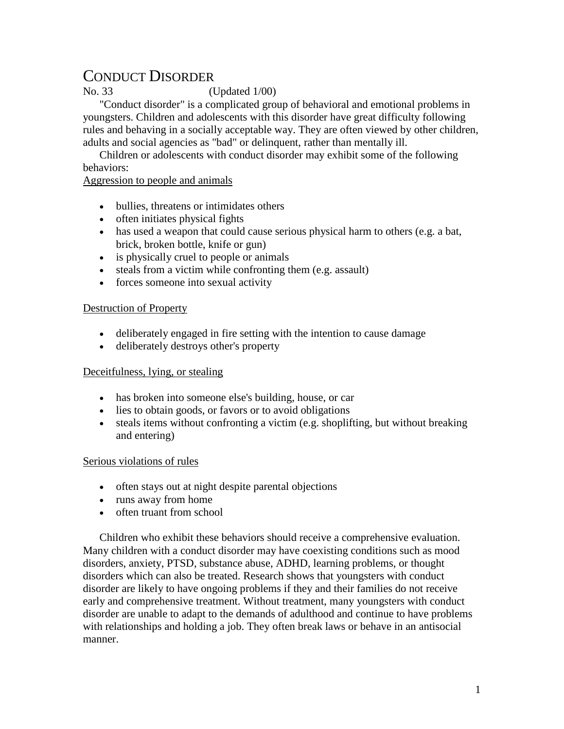# CONDUCT DISORDER

No. 33 (Updated 1/00)

"Conduct disorder" is a complicated group of behavioral and emotional problems in youngsters. Children and adolescents with this disorder have great difficulty following rules and behaving in a socially acceptable way. They are often viewed by other children, adults and social agencies as "bad" or delinquent, rather than mentally ill.

Children or adolescents with conduct disorder may exhibit some of the following behaviors:

<u>Aggression to people and animals</u>

- bullies, threatens or intimidates others
- often initiates physical fights
- has used a weapon that could cause serious physical harm to others (e.g. a bat, brick, broken bottle, knife or gun)
- is physically cruel to people or animals
- steals from a victim while confronting them (e.g. assault)
- forces someone into sexual activity

<u>Destruction of Property</u>

- deliberately engaged in fire setting with the intention to cause damage
- deliberately destroys other's property

<u>Deceitfulness, lying, or stealing</u>

- has broken into someone else's building, house, or car
- lies to obtain goods, or favors or to avoid obligations
- steals items without confronting a victim (e.g. shoplifting, but without breaking and entering)

<u>Serious violations of rules</u>

- often stays out at night despite parental objections
- runs away from home
- often truant from school

Children who exhibit these behaviors should receive a comprehensive evaluation. Many children with a conduct disorder may have coexisting conditions such as mood disorders, anxiety, PTSD, substance abuse, ADHD, learning problems, or thought disorders which can also be treated. Research shows that youngsters with conduct disorder are likely to have ongoing problems if they and their families do not receive early and comprehensive treatment. Without treatment, many youngsters with conduct disorder are unable to adapt to the demands of adulthood and continue to have problems with relationships and holding a job. They often break laws or behave in an antisocial manner.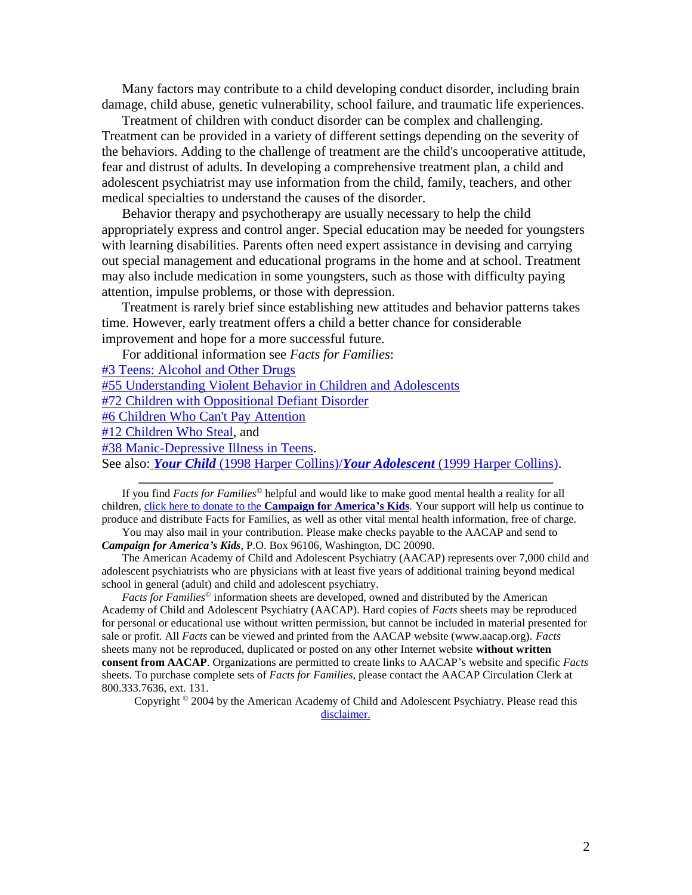Many factors may contribute to a child developing conduct disorder, including brain damage, child abuse, genetic vulnerability, school failure, and traumatic life experiences.

Treatment of children with conduct disorder can be complex and challenging. Treatment can be provided in a variety of different settings depending on the severity of the behaviors. Adding to the challenge of treatment are the child's uncooperative attitude, fear and distrust of adults. In developing a comprehensive treatment plan, a child and adolescent psychiatrist may use information from the child, family, teachers, and other medical specialties to understand the causes of the disorder.

Behavior therapy and psychotherapy are usually necessary to help the child appropriately express and control anger. Special education may be needed for youngsters with learning disabilities. Parents often need expert assistance in devising and carrying out special management and educational programs in the home and at school. Treatment may also include medication in some youngsters, such as those with difficulty paying attention, impulse problems, or those with depression.

Treatment is rarely brief since establishing new attitudes and behavior patterns takes time. However, early treatment offers a child a better chance for considerable improvement and hope for a more successful future.

For additional information see *Facts for Families*:
#3 Teens: Alcohol and Other Drugs
#55 Understanding Violent Behavior in Children and Adolescents
#72 Children with Oppositional Defiant Disorder
#6 Children Who Can't Pay Attention
#12 Children Who Steal, and
#38 Manic-Depressive Illness in Teens.
See also: ***Your Child*** (1998 Harper Collins)/***Your Adolescent*** (1999 Harper Collins).

---

If you find *Facts for Families*© helpful and would like to make good mental health a reality for all children, click here to donate to the **Campaign for America's Kids**. Your support will help us continue to produce and distribute Facts for Families, as well as other vital mental health information, free of charge.

You may also mail in your contribution. Please make checks payable to the AACAP and send to ***Campaign for America's Kids***, P.O. Box 96106, Washington, DC 20090.

The American Academy of Child and Adolescent Psychiatry (AACAP) represents over 7,000 child and adolescent psychiatrists who are physicians with at least five years of additional training beyond medical school in general (adult) and child and adolescent psychiatry.

*Facts for Families*© information sheets are developed, owned and distributed by the American Academy of Child and Adolescent Psychiatry (AACAP). Hard copies of *Facts* sheets may be reproduced for personal or educational use without written permission, but cannot be included in material presented for sale or profit. All *Facts* can be viewed and printed from the AACAP website (www.aacap.org). *Facts* sheets many not be reproduced, duplicated or posted on any other Internet website **without written consent from AACAP**. Organizations are permitted to create links to AACAP's website and specific *Facts* sheets. To purchase complete sets of *Facts for Families*, please contact the AACAP Circulation Clerk at 800.333.7636, ext. 131.

Copyright © 2004 by the American Academy of Child and Adolescent Psychiatry. Please read this disclaimer.